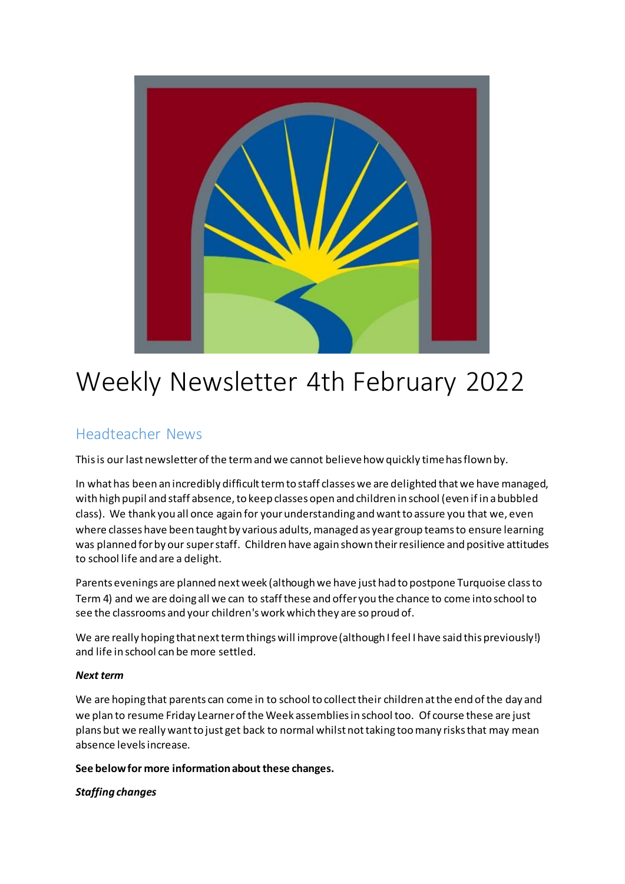# Weekly Newsletter 4th February 2022

## Headteacher News

This is our last newsletter of the term and we cannot believe how quickly time has flown by.

In what has been an incredibly difficult term to staff classes we are delighted that we have managed, with high pupil and staff absence, to keep classes open and children in school (even if in a bubbled class). We thank you all once again for your understanding and want to assure you that we, even where classes have been taught by various adults, managed as year group teams to ensure learning was planned for by our super staff. Children have again shown their resilience and positive attitudes to school life and are a delight.

Parents evenings are planned next week (although we have just had to postpone Turquoise class to Term 4) and we are doing all we can to staff these and offer you the chance to come into school to see the classrooms and your children's work which they are so proud of.

We are really hoping that next term things will improve (although I feel I have said this previously!) and life in school can be more settled.

***Next term***

We are hoping that parents can come in to school to collect their children at the end of the day and we plan to resume Friday Learner of the Week assemblies in school too. Of course these are just plans but we really want to just get back to normal whilst not taking too many risks that may mean absence levels increase.

**See below for more information about these changes.**

***Staffing changes***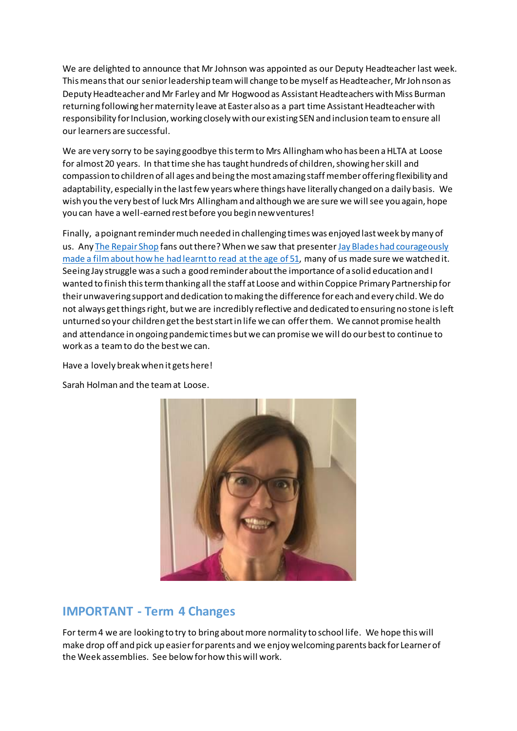We are delighted to announce that Mr Johnson was appointed as our Deputy Headteacher last week. This means that our senior leadership team will change to be myself as Headteacher, Mr Johnson as Deputy Headteacher and Mr Farley and Mr Hogwood as Assistant Headteachers with Miss Burman returning following her maternity leave at Easter also as a part time Assistant Headteacher with responsibility for Inclusion, working closely with our existing SEN and inclusion team to ensure all our learners are successful.

We are very sorry to be saying goodbye this term to Mrs Allingham who has been a HLTA at Loose for almost 20 years. In that time she has taught hundreds of children, showing her skill and compassion to children of all ages and being the most amazing staff member offering flexibility and adaptability, especially in the last few years where things have literally changed on a daily basis. We wish you the very best of luck Mrs Allingham and although we are sure we will see you again, hope you can have a well-earned rest before you begin new ventures!

Finally, a poignant reminder much needed in challenging times was enjoyed last week by many of us. Any The Repair Shop fans out there? When we saw that presenter Jay Blades had courageously made a film about how he had learnt to read at the age of 51, many of us made sure we watched it. Seeing Jay struggle was a such a good reminder about the importance of a solid education and I wanted to finish this term thanking all the staff at Loose and within Coppice Primary Partnership for their unwavering support and dedication to making the difference for each and every child. We do not always get things right, but we are incredibly reflective and dedicated to ensuring no stone is left unturned so your children get the best start in life we can offer them. We cannot promise health and attendance in ongoing pandemic times but we can promise we will do our best to continue to work as a team to do the best we can.

Have a lovely break when it gets here!

Sarah Holman and the team at Loose.

## IMPORTANT - Term 4 Changes

For term 4 we are looking to try to bring about more normality to school life. We hope this will make drop off and pick up easier for parents and we enjoy welcoming parents back for Learner of the Week assemblies. See below for how this will work.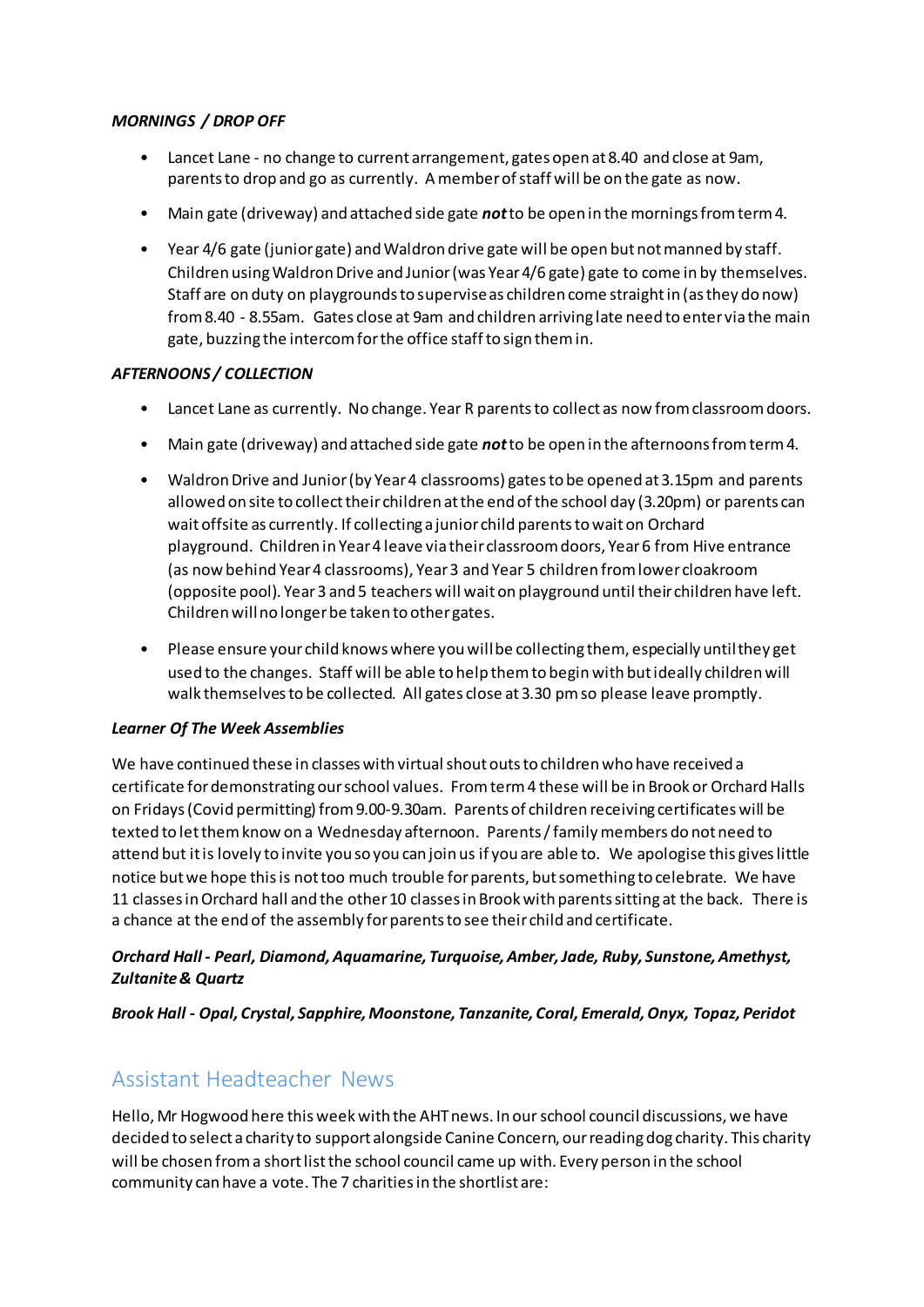***MORNINGS / DROP OFF***

- Lancet Lane - no change to current arrangement, gates open at 8.40 and close at 9am, parents to drop and go as currently. A member of staff will be on the gate as now.
- Main gate (driveway) and attached side gate ***not*** to be open in the mornings from term 4.
- Year 4/6 gate (junior gate) and Waldron drive gate will be open but not manned by staff. Children using Waldron Drive and Junior (was Year 4/6 gate) gate to come in by themselves. Staff are on duty on playgrounds to supervise as children come straight in (as they do now) from 8.40 - 8.55am. Gates close at 9am and children arriving late need to enter via the main gate, buzzing the intercom for the office staff to sign them in.

***AFTERNOONS / COLLECTION***

- Lancet Lane as currently. No change. Year R parents to collect as now from classroom doors.
- Main gate (driveway) and attached side gate ***not*** to be open in the afternoons from term 4.
- Waldron Drive and Junior (by Year 4 classrooms) gates to be opened at 3.15pm and parents allowed on site to collect their children at the end of the school day (3.20pm) or parents can wait offsite as currently. If collecting a junior child parents to wait on Orchard playground. Children in Year 4 leave via their classroom doors, Year 6 from Hive entrance (as now behind Year 4 classrooms), Year 3 and Year 5 children from lower cloakroom (opposite pool). Year 3 and 5 teachers will wait on playground until their children have left. Children will no longer be taken to other gates.
- Please ensure your child knows where you will be collecting them, especially until they get used to the changes. Staff will be able to help them to begin with but ideally children will walk themselves to be collected. All gates close at 3.30 pm so please leave promptly.

***Learner Of The Week Assemblies***

We have continued these in classes with virtual shout outs to children who have received a certificate for demonstrating our school values. From term 4 these will be in Brook or Orchard Halls on Fridays (Covid permitting) from 9.00-9.30am. Parents of children receiving certificates will be texted to let them know on a Wednesday afternoon. Parents / family members do not need to attend but it is lovely to invite you so you can join us if you are able to. We apologise this gives little notice but we hope this is not too much trouble for parents, but something to celebrate. We have 11 classes in Orchard hall and the other 10 classes in Brook with parents sitting at the back. There is a chance at the end of the assembly for parents to see their child and certificate.

***Orchard Hall - Pearl, Diamond, Aquamarine, Turquoise, Amber, Jade, Ruby, Sunstone, Amethyst, Zultanite & Quartz***

***Brook Hall - Opal, Crystal, Sapphire, Moonstone, Tanzanite, Coral, Emerald, Onyx, Topaz, Peridot***

## Assistant Headteacher News

Hello, Mr Hogwood here this week with the AHT news. In our school council discussions, we have decided to select a charity to support alongside Canine Concern, our reading dog charity. This charity will be chosen from a short list the school council came up with. Every person in the school community can have a vote. The 7 charities in the shortlist are: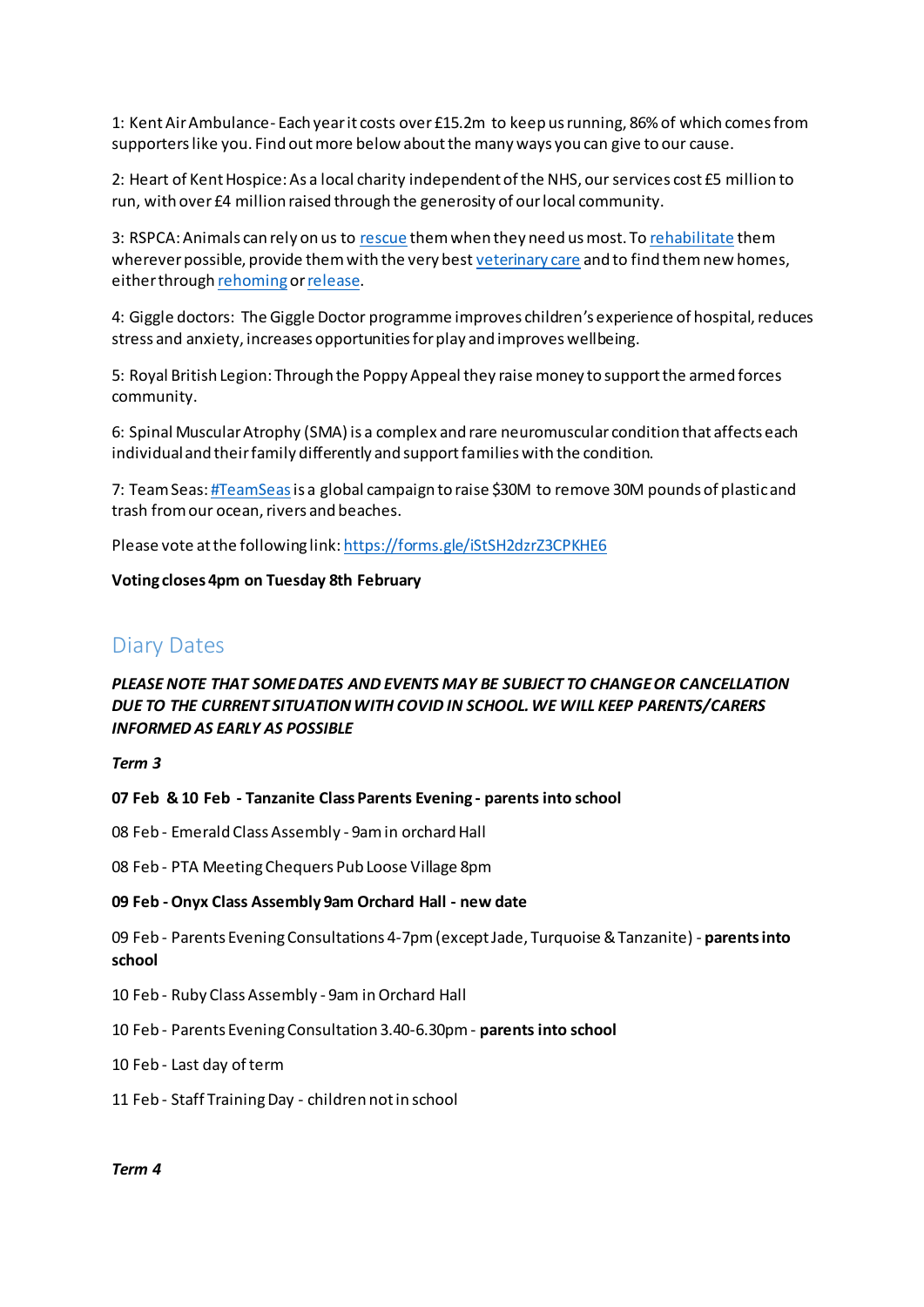1: Kent Air Ambulance - Each year it costs over £15.2m to keep us running, 86% of which comes from supporters like you. Find out more below about the many ways you can give to our cause.

2: Heart of Kent Hospice: As a local charity independent of the NHS, our services cost £5 million to run, with over £4 million raised through the generosity of our local community.

3: RSPCA: Animals can rely on us to [rescue]() them when they need us most. To [rehabilitate]() them wherever possible, provide them with the very best [veterinary care]() and to find them new homes, either through [rehoming]() or [release]().

4: Giggle doctors: The Giggle Doctor programme improves children's experience of hospital, reduces stress and anxiety, increases opportunities for play and improves wellbeing.

5: Royal British Legion: Through the Poppy Appeal they raise money to support the armed forces community.

6: Spinal Muscular Atrophy (SMA) is a complex and rare neuromuscular condition that affects each individual and their family differently and support families with the condition.

7: Team Seas: [#TeamSeas]() is a global campaign to raise $30M to remove 30M pounds of plastic and trash from our ocean, rivers and beaches.

Please vote at the following link: [https://forms.gle/iStSH2dzrZ3CPKHE6](https://forms.gle/iStSH2dzrZ3CPKHE6)

**Voting closes 4pm on Tuesday 8th February**

## Diary Dates

***PLEASE NOTE THAT SOME DATES AND EVENTS MAY BE SUBJECT TO CHANGE OR CANCELLATION DUE TO THE CURRENT SITUATION WITH COVID IN SCHOOL. WE WILL KEEP PARENTS/CARERS INFORMED AS EARLY AS POSSIBLE***

***Term 3***

**07 Feb & 10 Feb - Tanzanite Class Parents Evening - parents into school**

08 Feb - Emerald Class Assembly - 9am in orchard Hall

08 Feb - PTA Meeting Chequers Pub Loose Village 8pm

**09 Feb - Onyx Class Assembly 9am Orchard Hall - new date**

09 Feb - Parents Evening Consultations 4-7pm (except Jade, Turquoise & Tanzanite) - **parents into school**

10 Feb - Ruby Class Assembly - 9am in Orchard Hall

10 Feb - Parents Evening Consultation 3.40-6.30pm - **parents into school**

10 Feb - Last day of term

11 Feb - Staff Training Day - children not in school

***Term 4***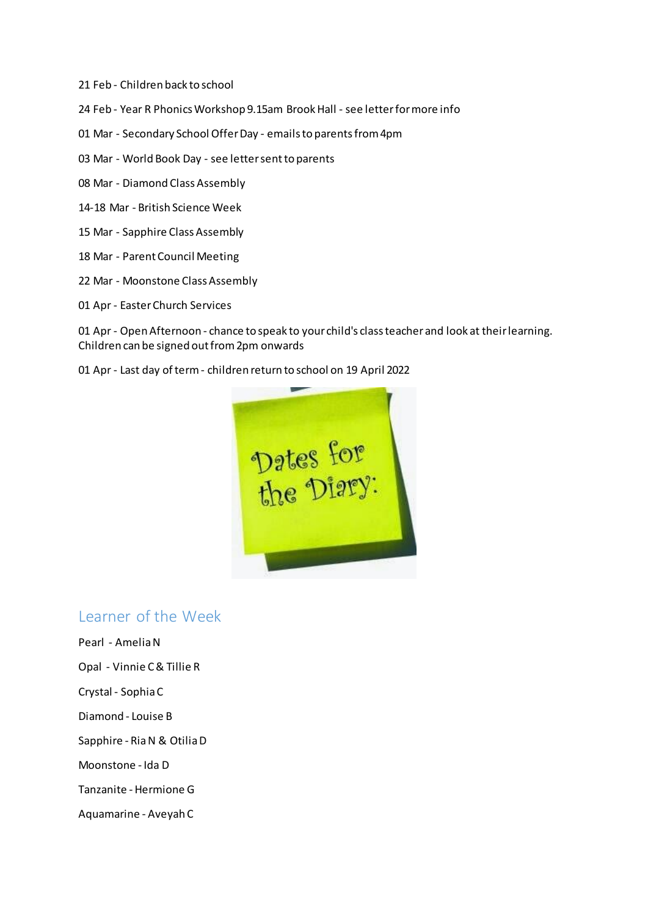21 Feb - Children back to school

24 Feb - Year R Phonics Workshop 9.15am Brook Hall - see letter for more info

01 Mar - Secondary School Offer Day - emails to parents from 4pm

03 Mar - World Book Day - see letter sent to parents

08 Mar - Diamond Class Assembly

14-18 Mar - British Science Week

15 Mar - Sapphire Class Assembly

18 Mar - Parent Council Meeting

22 Mar - Moonstone Class Assembly

01 Apr - Easter Church Services

01 Apr - Open Afternoon - chance to speak to your child's class teacher and look at their learning. Children can be signed out from 2pm onwards

01 Apr - Last day of term - children return to school on 19 April 2022

## Learner of the Week

Pearl - Amelia N

Opal - Vinnie C & Tillie R

Crystal - Sophia C

Diamond - Louise B

Sapphire - Ria N & Otilia D

Moonstone - Ida D

Tanzanite - Hermione G

Aquamarine - Aveyah C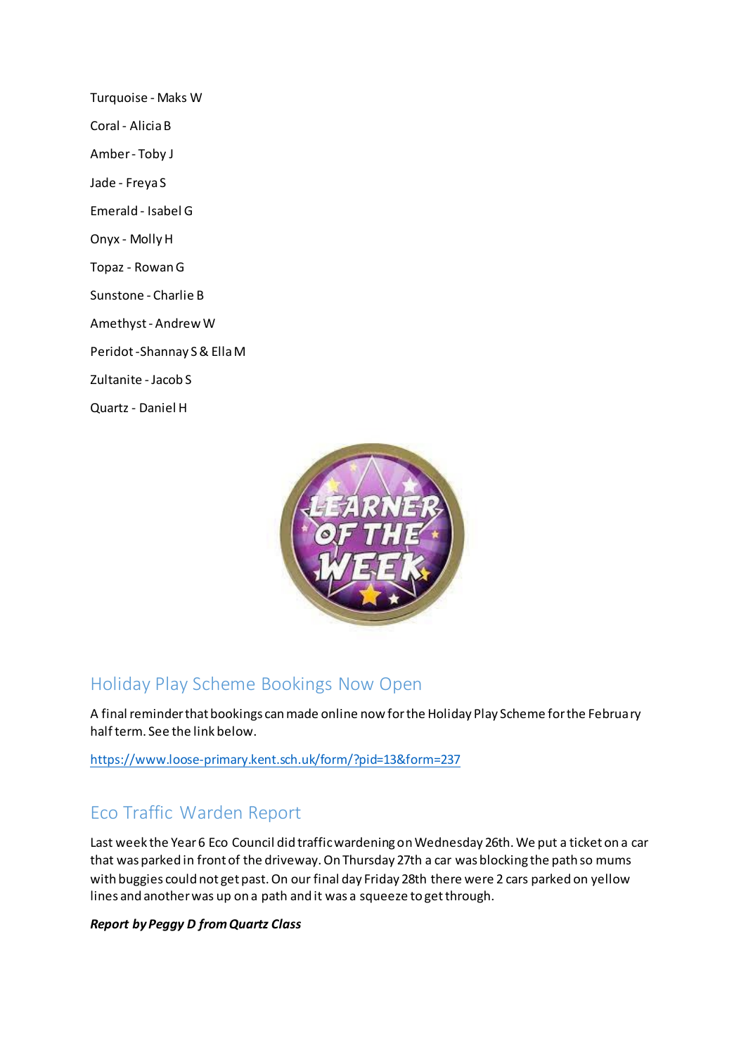Turquoise - Maks W

Coral - Alicia B

Amber - Toby J

Jade - Freya S

Emerald - Isabel G

Onyx - Molly H

Topaz - Rowan G

Sunstone - Charlie B

Amethyst - Andrew W

Peridot -Shannay S & Ella M

Zultanite - Jacob S

Quartz - Daniel H

## Holiday Play Scheme Bookings Now Open

A final reminder that bookings can made online now for the Holiday Play Scheme for the February half term. See the link below.

https://www.loose-primary.kent.sch.uk/form/?pid=13&form=237

## Eco Traffic Warden Report

Last week the Year 6 Eco Council did traffic wardening on Wednesday 26th. We put a ticket on a car that was parked in front of the driveway. On Thursday 27th a car was blocking the path so mums with buggies could not get past. On our final day Friday 28th there were 2 cars parked on yellow lines and another was up on a path and it was a squeeze to get through.

***Report by Peggy D from Quartz Class***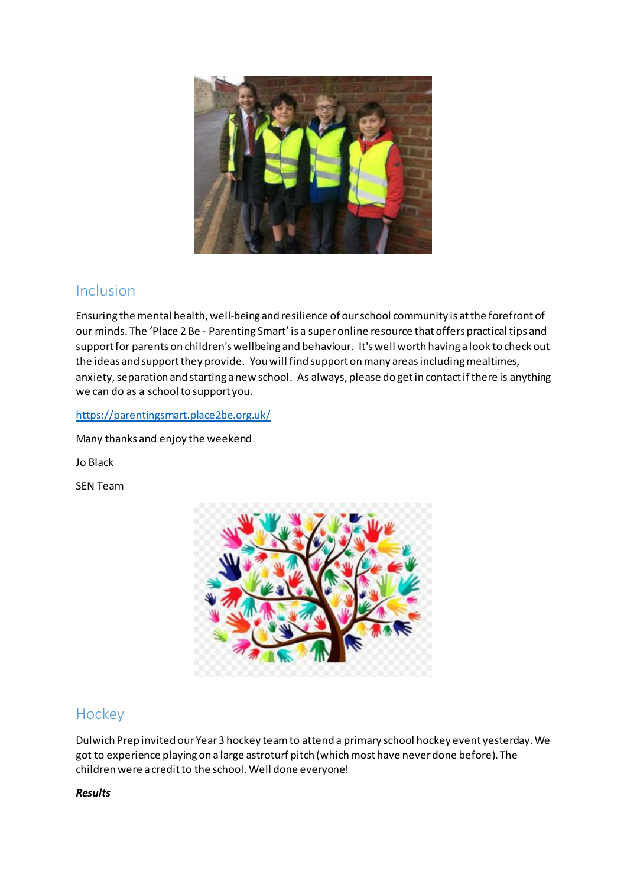## Inclusion

Ensuring the mental health, well-being and resilience of our school community is at the forefront of our minds. The 'Place 2 Be - Parenting Smart' is a super online resource that offers practical tips and support for parents on children's wellbeing and behaviour. It's well worth having a look to check out the ideas and support they provide. You will find support on many areas including mealtimes, anxiety, separation and starting a new school. As always, please do get in contact if there is anything we can do as a school to support you.

https://parentingsmart.place2be.org.uk/

Many thanks and enjoy the weekend

Jo Black

SEN Team

## Hockey

Dulwich Prep invited our Year 3 hockey team to attend a primary school hockey event yesterday. We got to experience playing on a large astroturf pitch (which most have never done before). The children were a credit to the school. Well done everyone!

***Results***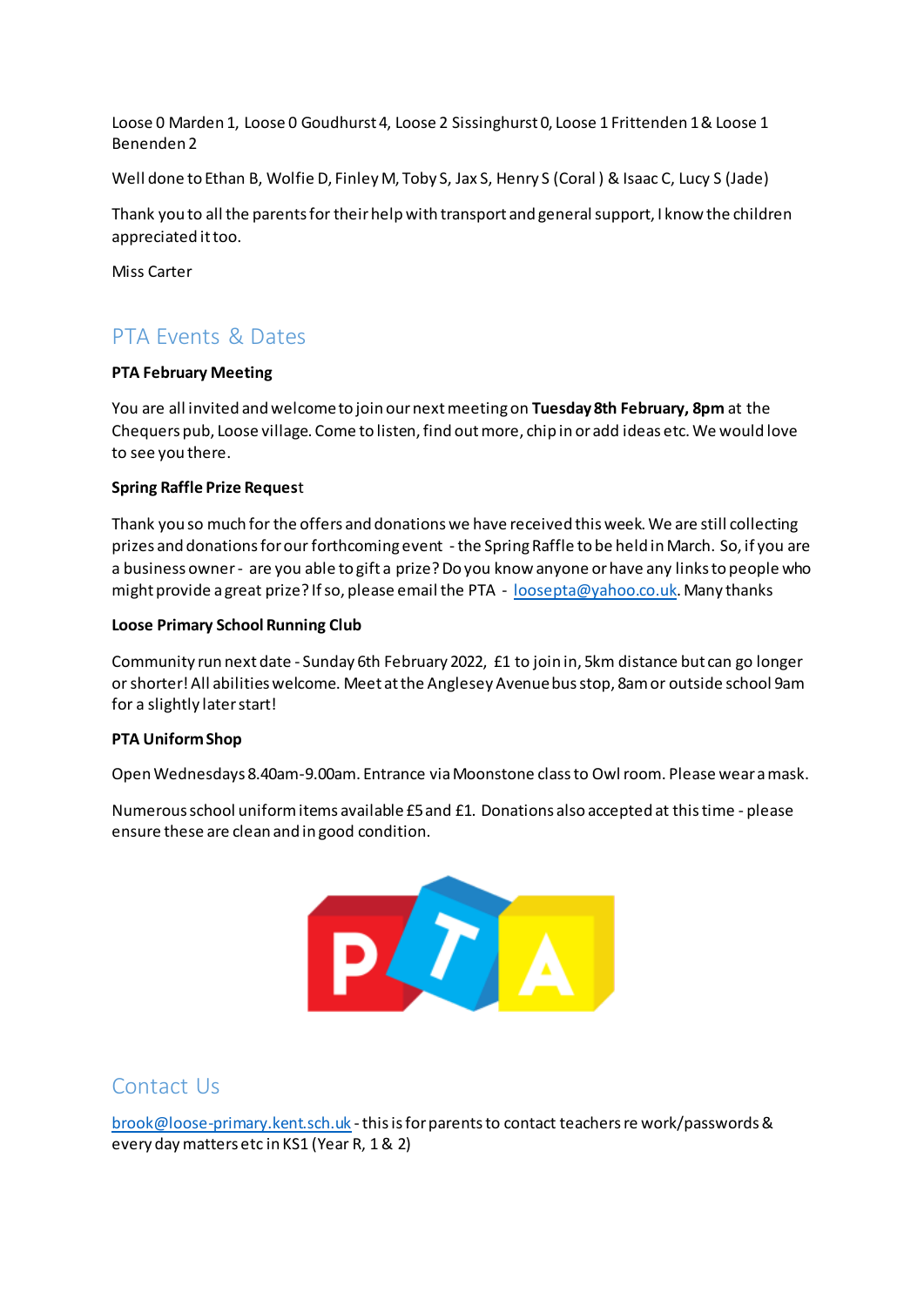Loose 0 Marden 1, Loose 0 Goudhurst 4, Loose 2 Sissinghurst 0, Loose 1 Frittenden 1 & Loose 1 Benenden 2

Well done to Ethan B, Wolfie D, Finley M, Toby S, Jax S, Henry S (Coral ) & Isaac C, Lucy S (Jade)

Thank you to all the parents for their help with transport and general support, I know the children appreciated it too.

Miss Carter

## PTA Events & Dates

**PTA February Meeting**

You are all invited and welcome to join our next meeting on **Tuesday 8th February, 8pm** at the Chequers pub, Loose village. Come to listen, find out more, chip in or add ideas etc. We would love to see you there.

**Spring Raffle Prize Request**

Thank you so much for the offers and donations we have received this week. We are still collecting prizes and donations for our forthcoming event - the Spring Raffle to be held in March. So, if you are a business owner - are you able to gift a prize? Do you know anyone or have any links to people who might provide a great prize? If so, please email the PTA - loosepta@yahoo.co.uk. Many thanks

**Loose Primary School Running Club**

Community run next date - Sunday 6th February 2022, £1 to join in, 5km distance but can go longer or shorter! All abilities welcome. Meet at the Anglesey Avenue bus stop, 8am or outside school 9am for a slightly later start!

**PTA Uniform Shop**

Open Wednesdays 8.40am-9.00am. Entrance via Moonstone class to Owl room. Please wear a mask.

Numerous school uniform items available £5 and £1. Donations also accepted at this time - please ensure these are clean and in good condition.

## Contact Us

brook@loose-primary.kent.sch.uk - this is for parents to contact teachers re work/passwords & every day matters etc in KS1 (Year R, 1 & 2)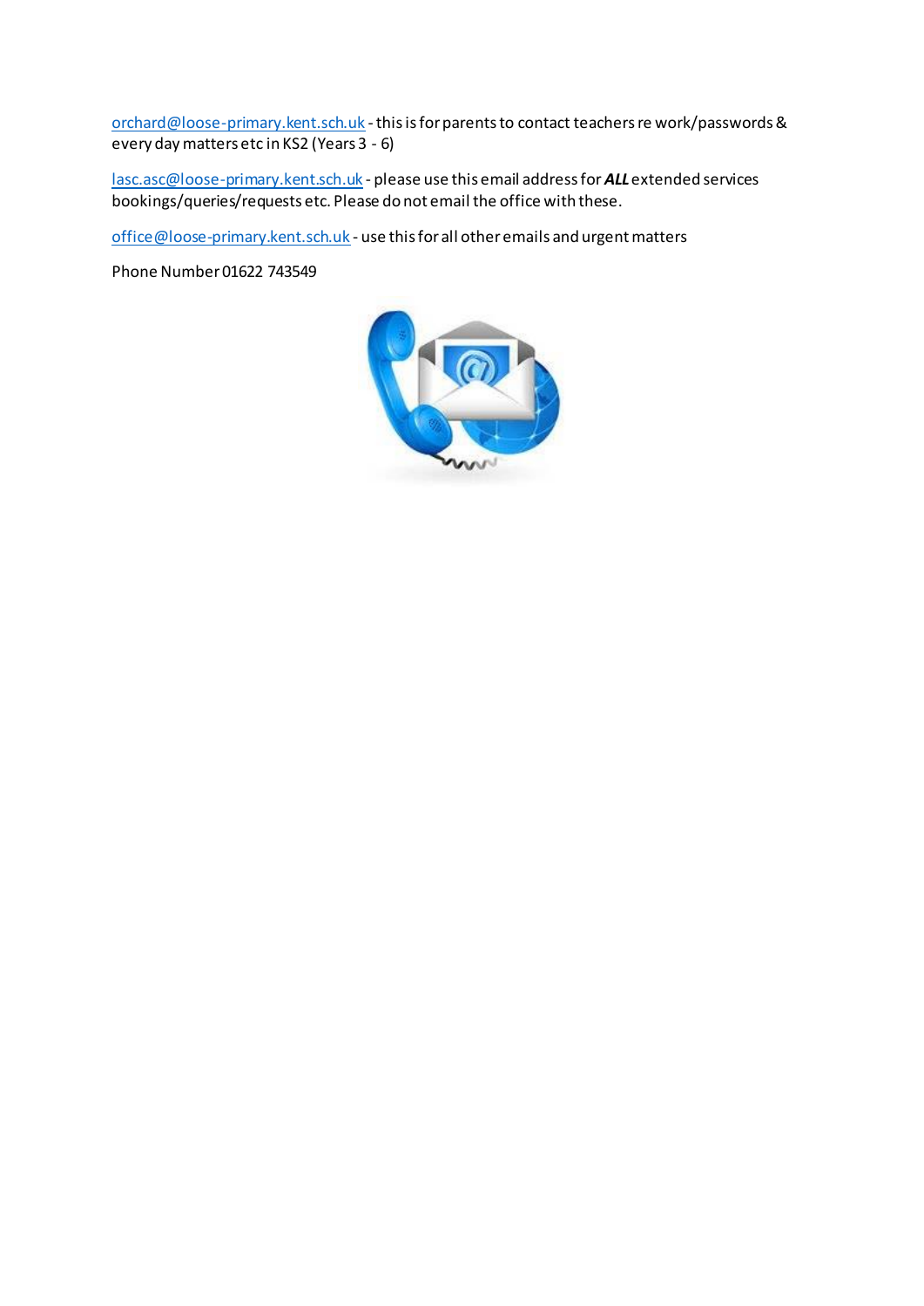orchard@loose-primary.kent.sch.uk - this is for parents to contact teachers re work/passwords & every day matters etc in KS2 (Years 3 - 6)

lasc.asc@loose-primary.kent.sch.uk - please use this email address for ***ALL*** extended services bookings/queries/requests etc. Please do not email the office with these.

office@loose-primary.kent.sch.uk - use this for all other emails and urgent matters

Phone Number 01622 743549